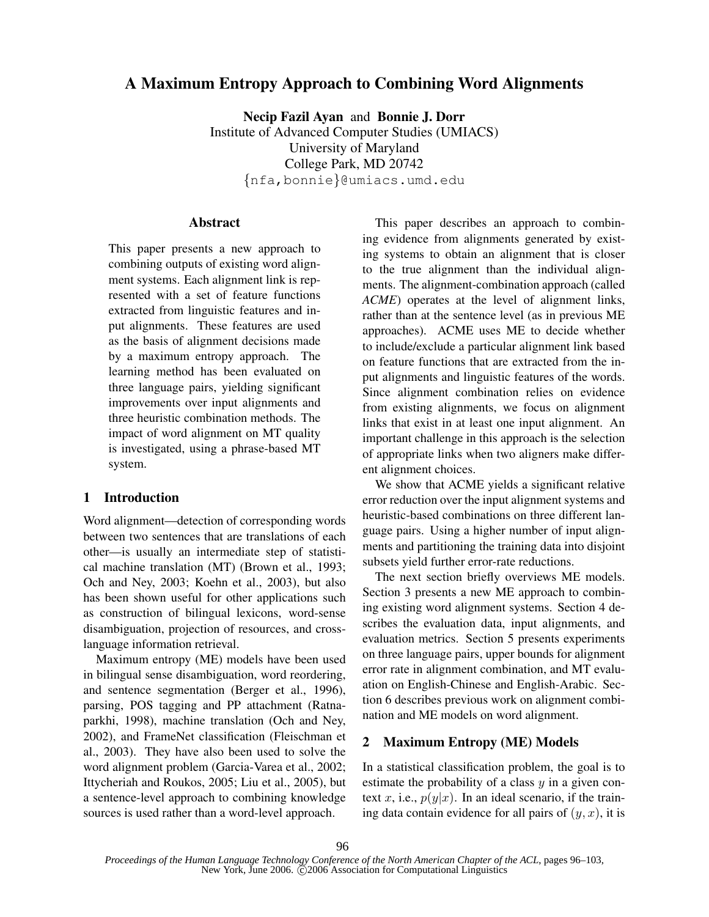# A Maximum Entropy Approach to Combining Word Alignments

**Necip Fazil Ayan** and **Bonnie J. Dorr**
Institute of Advanced Computer Studies (UMIACS)
University of Maryland
College Park, MD 20742
{nfa,bonnie}@umiacs.umd.edu

## Abstract

This paper presents a new approach to combining outputs of existing word alignment systems. Each alignment link is represented with a set of feature functions extracted from linguistic features and input alignments. These features are used as the basis of alignment decisions made by a maximum entropy approach. The learning method has been evaluated on three language pairs, yielding significant improvements over input alignments and three heuristic combination methods. The impact of word alignment on MT quality is investigated, using a phrase-based MT system.

## 1 Introduction

Word alignment—detection of corresponding words between two sentences that are translations of each other—is usually an intermediate step of statistical machine translation (MT) (Brown et al., 1993; Och and Ney, 2003; Koehn et al., 2003), but also has been shown useful for other applications such as construction of bilingual lexicons, word-sense disambiguation, projection of resources, and cross-language information retrieval.

Maximum entropy (ME) models have been used in bilingual sense disambiguation, word reordering, and sentence segmentation (Berger et al., 1996), parsing, POS tagging and PP attachment (Ratnaparkhi, 1998), machine translation (Och and Ney, 2002), and FrameNet classification (Fleischman et al., 2003). They have also been used to solve the word alignment problem (Garcia-Varea et al., 2002; Ittycheriah and Roukos, 2005; Liu et al., 2005), but a sentence-level approach to combining knowledge sources is used rather than a word-level approach.

This paper describes an approach to combining evidence from alignments generated by existing systems to obtain an alignment that is closer to the true alignment than the individual alignments. The alignment-combination approach (called *ACME*) operates at the level of alignment links, rather than at the sentence level (as in previous ME approaches). ACME uses ME to decide whether to include/exclude a particular alignment link based on feature functions that are extracted from the input alignments and linguistic features of the words. Since alignment combination relies on evidence from existing alignments, we focus on alignment links that exist in at least one input alignment. An important challenge in this approach is the selection of appropriate links when two aligners make different alignment choices.

We show that ACME yields a significant relative error reduction over the input alignment systems and heuristic-based combinations on three different language pairs. Using a higher number of input alignments and partitioning the training data into disjoint subsets yield further error-rate reductions.

The next section briefly overviews ME models. Section 3 presents a new ME approach to combining existing word alignment systems. Section 4 describes the evaluation data, input alignments, and evaluation metrics. Section 5 presents experiments on three language pairs, upper bounds for alignment error rate in alignment combination, and MT evaluation on English-Chinese and English-Arabic. Section 6 describes previous work on alignment combination and ME models on word alignment.

## 2 Maximum Entropy (ME) Models

In a statistical classification problem, the goal is to estimate the probability of a class $y$ in a given context $x$, i.e., $p(y|x)$. In an ideal scenario, if the training data contain evidence for all pairs of $(y, x)$, it is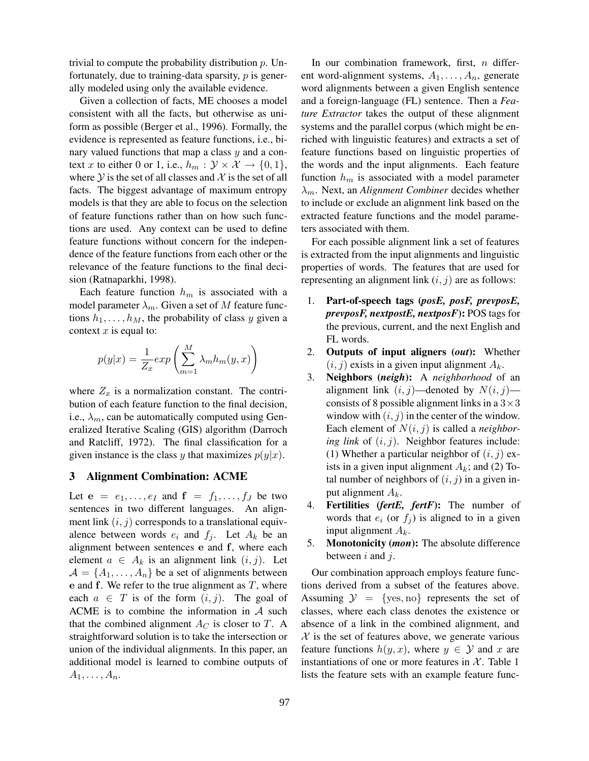trivial to compute the probability distribution $p$. Unfortunately, due to training-data sparsity, $p$ is generally modeled using only the available evidence.

Given a collection of facts, ME chooses a model consistent with all the facts, but otherwise as uniform as possible (Berger et al., 1996). Formally, the evidence is represented as feature functions, i.e., binary valued functions that map a class $y$ and a context $x$ to either 0 or 1, i.e., $h_m : \mathcal{Y} \times \mathcal{X} \rightarrow \{0, 1\}$, where $\mathcal{Y}$ is the set of all classes and $\mathcal{X}$ is the set of all facts. The biggest advantage of maximum entropy models is that they are able to focus on the selection of feature functions rather than on how such functions are used. Any context can be used to define feature functions without concern for the independence of the feature functions from each other or the relevance of the feature functions to the final decision (Ratnaparkhi, 1998).

Each feature function $h_m$ is associated with a model parameter $\lambda_m$. Given a set of $M$ feature functions $h_1, \ldots, h_M$, the probability of class $y$ given a context $x$ is equal to:

$$p(y|x) = \frac{1}{Z_x} exp\left(\sum_{m=1}^{M} \lambda_m h_m(y, x)\right)$$

where $Z_x$ is a normalization constant. The contribution of each feature function to the final decision, i.e., $\lambda_m$, can be automatically computed using Generalized Iterative Scaling (GIS) algorithm (Darroch and Ratcliff, 1972). The final classification for a given instance is the class $y$ that maximizes $p(y|x)$.

## 3 Alignment Combination: ACME

Let $\mathbf{e} = e_1, \ldots, e_I$ and $\mathbf{f} = f_1, \ldots, f_J$ be two sentences in two different languages. An alignment link $(i, j)$ corresponds to a translational equivalence between words $e_i$ and $f_j$. Let $A_k$ be an alignment between sentences $\mathbf{e}$ and $\mathbf{f}$, where each element $a \in A_k$ is an alignment link $(i, j)$. Let $\mathcal{A} = \{A_1, \ldots, A_n\}$ be a set of alignments between $\mathbf{e}$ and $\mathbf{f}$. We refer to the true alignment as $T$, where each $a \in T$ is of the form $(i, j)$. The goal of ACME is to combine the information in $\mathcal{A}$ such that the combined alignment $A_C$ is closer to $T$. A straightforward solution is to take the intersection or union of the individual alignments. In this paper, an additional model is learned to combine outputs of $A_1, \ldots, A_n$.

In our combination framework, first, $n$ different word-alignment systems, $A_1, \ldots, A_n$, generate word alignments between a given English sentence and a foreign-language (FL) sentence. Then a *Feature Extractor* takes the output of these alignment systems and the parallel corpus (which might be enriched with linguistic features) and extracts a set of feature functions based on linguistic properties of the words and the input alignments. Each feature function $h_m$ is associated with a model parameter $\lambda_m$. Next, an *Alignment Combiner* decides whether to include or exclude an alignment link based on the extracted feature functions and the model parameters associated with them.

For each possible alignment link a set of features is extracted from the input alignments and linguistic properties of words. The features that are used for representing an alignment link $(i, j)$ are as follows:

1. **Part-of-speech tags (*posE, posF, prevposE, prevposF, nextpostE, nextposF*):** POS tags for the previous, current, and the next English and FL words.
2. **Outputs of input aligners (*out*):** Whether $(i, j)$ exists in a given input alignment $A_k$.
3. **Neighbors (*neigh*):** A *neighborhood* of an alignment link $(i, j)$—denoted by $N(i, j)$—consists of 8 possible alignment links in a $3 \times 3$ window with $(i, j)$ in the center of the window. Each element of $N(i, j)$ is called a *neighboring link* of $(i, j)$. Neighbor features include: (1) Whether a particular neighbor of $(i, j)$ exists in a given input alignment $A_k$; and (2) Total number of neighbors of $(i, j)$ in a given input alignment $A_k$.
4. **Fertilities (*fertE, fertF*):** The number of words that $e_i$ (or $f_j$) is aligned to in a given input alignment $A_k$.
5. **Monotonicity (*mon*):** The absolute difference between $i$ and $j$.

Our combination approach employs feature functions derived from a subset of the features above. Assuming $\mathcal{Y} = \{\text{yes}, \text{no}\}$ represents the set of classes, where each class denotes the existence or absence of a link in the combined alignment, and $\mathcal{X}$ is the set of features above, we generate various feature functions $h(y, x)$, where $y \in \mathcal{Y}$ and $x$ are instantiations of one or more features in $\mathcal{X}$. Table 1 lists the feature sets with an example feature func-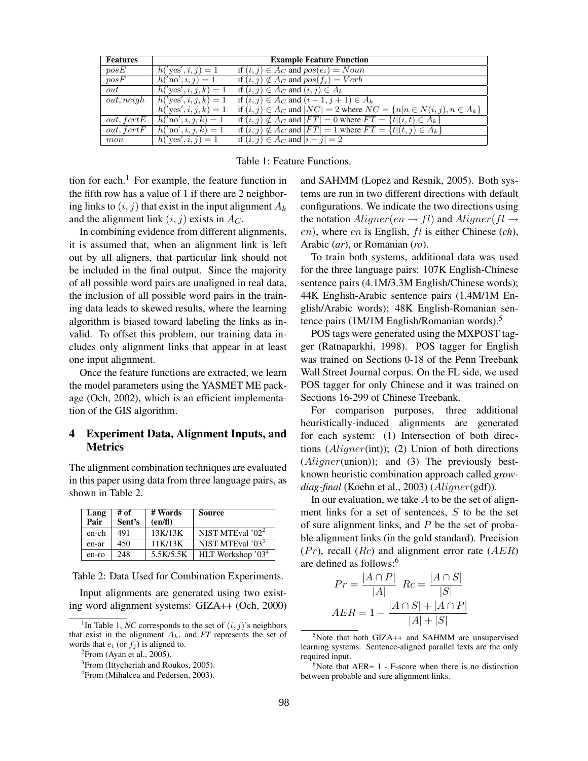| Features | Example Feature Function | |
|---|---|---|
| $posE$ | $h('\text{yes}', i, j) = 1$ | if $(i, j) \in A_C$ and $pos(e_i) = Noun$ |
| $posF$ | $h('\text{no}', i, j) = 1$ | if $(i, j) \notin A_C$ and $pos(f_j) = Verb$ |
| $out$ | $h('\text{yes}', i, j, k) = 1$ | if $(i, j) \in A_C$ and $(i, j) \in A_k$ |
| $out, neigh$ | $h('\text{yes}', i, j, k) = 1$ | if $(i, j) \in A_C$ and $(i-1, j+1) \in A_k$ |
| | $h('\text{yes}', i, j, k) = 1$ | if $(i, j) \in A_C$ and $\|NC\| = 2$ where $NC = \{n \| n \in N(i, j), n \in A_k\}$ |
| $out, fertE$ | $h('\text{no}', i, j, k) = 1$ | if $(i, j) \notin A_C$ and $\|FT\| = 0$ where $FT = \{t \| (i, t) \in A_k\}$ |
| $out, fertF$ | $h('\text{no}', i, j, k) = 1$ | if $(i, j) \notin A_C$ and $\|FT\| = 1$ where $FT = \{t \| (t, j) \in A_k\}$ |
| $mon$ | $h('\text{yes}', i, j) = 1$ | if $(i, j) \in A_C$ and $\|i - j\| = 2$ |

Table 1: Feature Functions.

tion for each.[1] For example, the feature function in the fifth row has a value of 1 if there are 2 neighboring links to $(i, j)$ that exist in the input alignment $A_k$ and the alignment link $(i, j)$ exists in $A_C$.

In combining evidence from different alignments, it is assumed that, when an alignment link is left out by all aligners, that particular link should not be included in the final output. Since the majority of all possible word pairs are unaligned in real data, the inclusion of all possible word pairs in the training data leads to skewed results, where the learning algorithm is biased toward labeling the links as invalid. To offset this problem, our training data includes only alignment links that appear in at least one input alignment.

Once the feature functions are extracted, we learn the model parameters using the YASMET ME package (Och, 2002), which is an efficient implementation of the GIS algorithm.

## 4 Experiment Data, Alignment Inputs, and Metrics

The alignment combination techniques are evaluated in this paper using data from three language pairs, as shown in Table 2.

| Lang Pair | # of Sent's | # Words (en/fl) | Source |
|---|---|---|---|
| en-ch | 491 | 13K/13K | NIST MTEval '02[2] |
| en-ar | 450 | 11K/13K | NIST MTEval '03[3] |
| en-ro | 248 | 5.5K/5.5K | HLT Workshop '03[4] |

Table 2: Data Used for Combination Experiments.

Input alignments are generated using two existing word alignment systems: GIZA++ (Och, 2000) and SAHMM (Lopez and Resnik, 2005). Both systems are run in two different directions with default configurations. We indicate the two directions using the notation $Aligner(en \rightarrow fl)$ and $Aligner(fl \rightarrow en)$, where $en$ is English, $fl$ is either Chinese (*ch*), Arabic (*ar*), or Romanian (*ro*).

To train both systems, additional data was used for the three language pairs: 107K English-Chinese sentence pairs (4.1M/3.3M English/Chinese words); 44K English-Arabic sentence pairs (1.4M/1M English/Arabic words); 48K English-Romanian sentence pairs (1M/1M English/Romanian words).[5]

POS tags were generated using the MXPOST tagger (Ratnaparkhi, 1998). POS tagger for English was trained on Sections 0-18 of the Penn Treebank Wall Street Journal corpus. On the FL side, we used POS tagger for only Chinese and it was trained on Sections 16-299 of Chinese Treebank.

For comparison purposes, three additional heuristically-induced alignments are generated for each system: (1) Intersection of both directions ($Aligner$(int)); (2) Union of both directions ($Aligner$(union)); and (3) The previously best-known heuristic combination approach called *grow-diag-final* (Koehn et al., 2003) ($Aligner$(gdf)).

In our evaluation, we take $A$ to be the set of alignment links for a set of sentences, $S$ to be the set of sure alignment links, and $P$ be the set of probable alignment links (in the gold standard). Precision ($Pr$), recall ($Rc$) and alignment error rate ($AER$) are defined as follows:[6]

$$Pr = \frac{|A \cap P|}{|A|} \quad Rc = \frac{|A \cap S|}{|S|}$$

$$AER = 1 - \frac{|A \cap S| + |A \cap P|}{|A| + |S|}$$

[1] In Table 1, *NC* corresponds to the set of $(i, j)$'s neighbors that exist in the alignment $A_k$, and *FT* represents the set of words that $e_i$ (or $f_j$) is aligned to.

[2] From (Ayan et al., 2005).

[3] From (Ittycheriah and Roukos, 2005).

[4] From (Mihalcea and Pedersen, 2003).

[5] Note that both GIZA++ and SAHMM are unsupervised learning systems. Sentence-aligned parallel texts are the only required input.

[6] Note that AER= 1 - F-score when there is no distinction between probable and sure alignment links.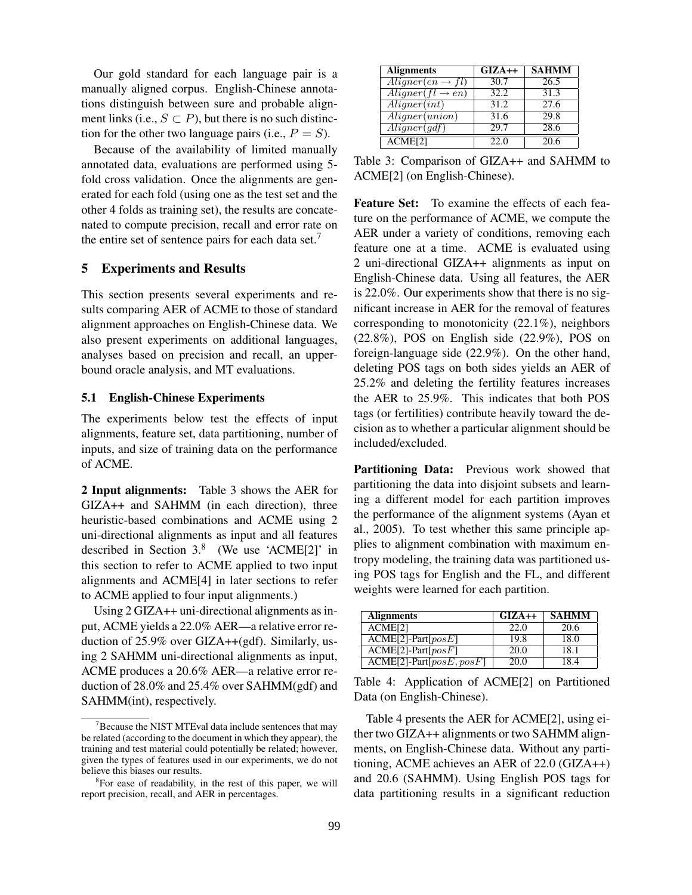Our gold standard for each language pair is a manually aligned corpus. English-Chinese annotations distinguish between sure and probable alignment links (i.e., $S \subset P$), but there is no such distinction for the other two language pairs (i.e., $P = S$).

Because of the availability of limited manually annotated data, evaluations are performed using 5-fold cross validation. Once the alignments are generated for each fold (using one as the test set and the other 4 folds as training set), the results are concatenated to compute precision, recall and error rate on the entire set of sentence pairs for each data set.[7]

## 5 Experiments and Results

This section presents several experiments and results comparing AER of ACME to those of standard alignment approaches on English-Chinese data. We also present experiments on additional languages, analyses based on precision and recall, an upper-bound oracle analysis, and MT evaluations.

### 5.1 English-Chinese Experiments

The experiments below test the effects of input alignments, feature set, data partitioning, number of inputs, and size of training data on the performance of ACME.

**2 Input alignments:** Table 3 shows the AER for GIZA++ and SAHMM (in each direction), three heuristic-based combinations and ACME using 2 uni-directional alignments as input and all features described in Section 3.[8] (We use 'ACME[2]' in this section to refer to ACME applied to two input alignments and ACME[4] in later sections to refer to ACME applied to four input alignments.)

Using 2 GIZA++ uni-directional alignments as input, ACME yields a 22.0% AER—a relative error reduction of 25.9% over GIZA++(gdf). Similarly, using 2 SAHMM uni-directional alignments as input, ACME produces a 20.6% AER—a relative error reduction of 28.0% and 25.4% over SAHMM(gdf) and SAHMM(int), respectively.

| Alignments | GIZA++ | SAHMM |
|---|---|---|
| $Aligner(en \rightarrow fl)$ | 30.7 | 26.5 |
| $Aligner(fl \rightarrow en)$ | 32.2 | 31.3 |
| $Aligner(int)$ | 31.2 | 27.6 |
| $Aligner(union)$ | 31.6 | 29.8 |
| $Aligner(gdf)$ | 29.7 | 28.6 |
| ACME[2] | 22.0 | 20.6 |

Table 3: Comparison of GIZA++ and SAHMM to ACME[2] (on English-Chinese).

**Feature Set:** To examine the effects of each feature on the performance of ACME, we compute the AER under a variety of conditions, removing each feature one at a time. ACME is evaluated using 2 uni-directional GIZA++ alignments as input on English-Chinese data. Using all features, the AER is 22.0%. Our experiments show that there is no significant increase in AER for the removal of features corresponding to monotonicity (22.1%), neighbors (22.8%), POS on English side (22.9%), POS on foreign-language side (22.9%). On the other hand, deleting POS tags on both sides yields an AER of 25.2% and deleting the fertility features increases the AER to 25.9%. This indicates that both POS tags (or fertilities) contribute heavily toward the decision as to whether a particular alignment should be included/excluded.

**Partitioning Data:** Previous work showed that partitioning the data into disjoint subsets and learning a different model for each partition improves the performance of the alignment systems (Ayan et al., 2005). To test whether this same principle applies to alignment combination with maximum entropy modeling, the training data was partitioned using POS tags for English and the FL, and different weights were learned for each partition.

| Alignments | GIZA++ | SAHMM |
|---|---|---|
| ACME[2] | 22.0 | 20.6 |
| ACME[2]-Part[$posE$] | 19.8 | 18.0 |
| ACME[2]-Part[$posF$] | 20.0 | 18.1 |
| ACME[2]-Part[$posE, posF$] | 20.0 | 18.4 |

Table 4: Application of ACME[2] on Partitioned Data (on English-Chinese).

Table 4 presents the AER for ACME[2], using either two GIZA++ alignments or two SAHMM alignments, on English-Chinese data. Without any partitioning, ACME achieves an AER of 22.0 (GIZA++) and 20.6 (SAHMM). Using English POS tags for data partitioning results in a significant reduction

[7] Because the NIST MTEval data include sentences that may be related (according to the document in which they appear), the training and test material could potentially be related; however, given the types of features used in our experiments, we do not believe this biases our results.

[8] For ease of readability, in the rest of this paper, we will report precision, recall, and AER in percentages.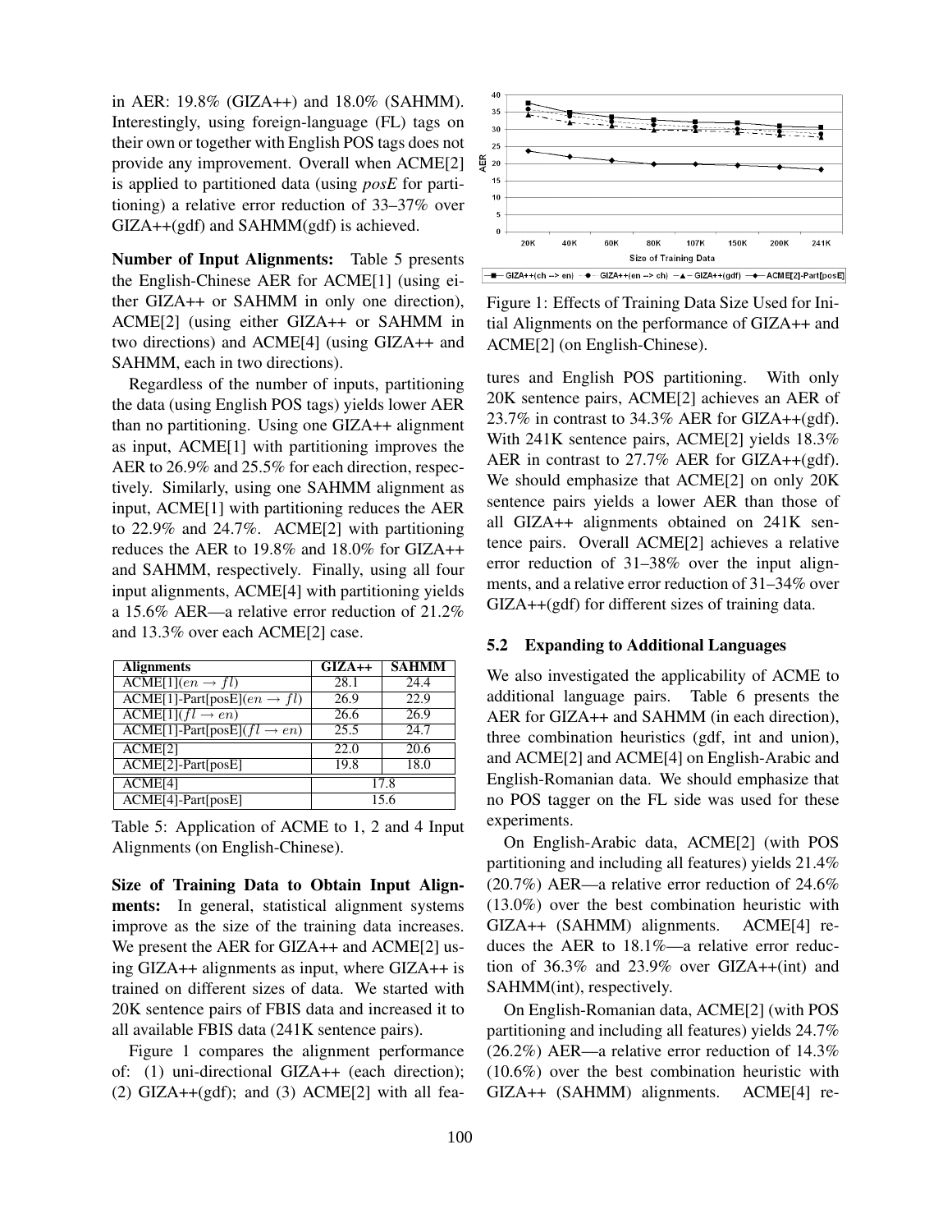in AER: 19.8% (GIZA++) and 18.0% (SAHMM). Interestingly, using foreign-language (FL) tags on their own or together with English POS tags does not provide any improvement. Overall when ACME[2] is applied to partitioned data (using *posE* for partitioning) a relative error reduction of 33–37% over GIZA++(gdf) and SAHMM(gdf) is achieved.

**Number of Input Alignments:** Table 5 presents the English-Chinese AER for ACME[1] (using either GIZA++ or SAHMM in only one direction), ACME[2] (using either GIZA++ or SAHMM in two directions) and ACME[4] (using GIZA++ and SAHMM, each in two directions).

Regardless of the number of inputs, partitioning the data (using English POS tags) yields lower AER than no partitioning. Using one GIZA++ alignment as input, ACME[1] with partitioning improves the AER to 26.9% and 25.5% for each direction, respectively. Similarly, using one SAHMM alignment as input, ACME[1] with partitioning reduces the AER to 22.9% and 24.7%. ACME[2] with partitioning reduces the AER to 19.8% and 18.0% for GIZA++ and SAHMM, respectively. Finally, using all four input alignments, ACME[4] with partitioning yields a 15.6% AER—a relative error reduction of 21.2% and 13.3% over each ACME[2] case.

| Alignments | GIZA++ | SAHMM |
|---|---|---|
| ACME[1]($en \rightarrow fl$) | 28.1 | 24.4 |
| ACME[1]-Part[posE]($en \rightarrow fl$) | 26.9 | 22.9 |
| ACME[1]($fl \rightarrow en$) | 26.6 | 26.9 |
| ACME[1]-Part[posE]($fl \rightarrow en$) | 25.5 | 24.7 |
| ACME[2] | 22.0 | 20.6 |
| ACME[2]-Part[posE] | 19.8 | 18.0 |
| ACME[4] | 17.8 | |
| ACME[4]-Part[posE] | 15.6 | |

Table 5: Application of ACME to 1, 2 and 4 Input Alignments (on English-Chinese).

**Size of Training Data to Obtain Input Alignments:** In general, statistical alignment systems improve as the size of the training data increases. We present the AER for GIZA++ and ACME[2] using GIZA++ alignments as input, where GIZA++ is trained on different sizes of data. We started with 20K sentence pairs of FBIS data and increased it to all available FBIS data (241K sentence pairs).

Figure 1 compares the alignment performance of: (1) uni-directional GIZA++ (each direction); (2) GIZA++(gdf); and (3) ACME[2] with all features and English POS partitioning. With only 20K sentence pairs, ACME[2] achieves an AER of 23.7% in contrast to 34.3% AER for GIZA++(gdf). With 241K sentence pairs, ACME[2] yields 18.3% AER in contrast to 27.7% AER for GIZA++(gdf). We should emphasize that ACME[2] on only 20K sentence pairs yields a lower AER than those of all GIZA++ alignments obtained on 241K sentence pairs. Overall ACME[2] achieves a relative error reduction of 31–38% over the input alignments, and a relative error reduction of 31–34% over GIZA++(gdf) for different sizes of training data.

Figure 1: Effects of Training Data Size Used for Initial Alignments on the performance of GIZA++ and ACME[2] (on English-Chinese).

### 5.2 Expanding to Additional Languages

We also investigated the applicability of ACME to additional language pairs. Table 6 presents the AER for GIZA++ and SAHMM (in each direction), three combination heuristics (gdf, int and union), and ACME[2] and ACME[4] on English-Arabic and English-Romanian data. We should emphasize that no POS tagger on the FL side was used for these experiments.

On English-Arabic data, ACME[2] (with POS partitioning and including all features) yields 21.4% (20.7%) AER—a relative error reduction of 24.6% (13.0%) over the best combination heuristic with GIZA++ (SAHMM) alignments. ACME[4] reduces the AER to 18.1%—a relative error reduction of 36.3% and 23.9% over GIZA++(int) and SAHMM(int), respectively.

On English-Romanian data, ACME[2] (with POS partitioning and including all features) yields 24.7% (26.2%) AER—a relative error reduction of 14.3% (10.6%) over the best combination heuristic with GIZA++ (SAHMM) alignments. ACME[4] re-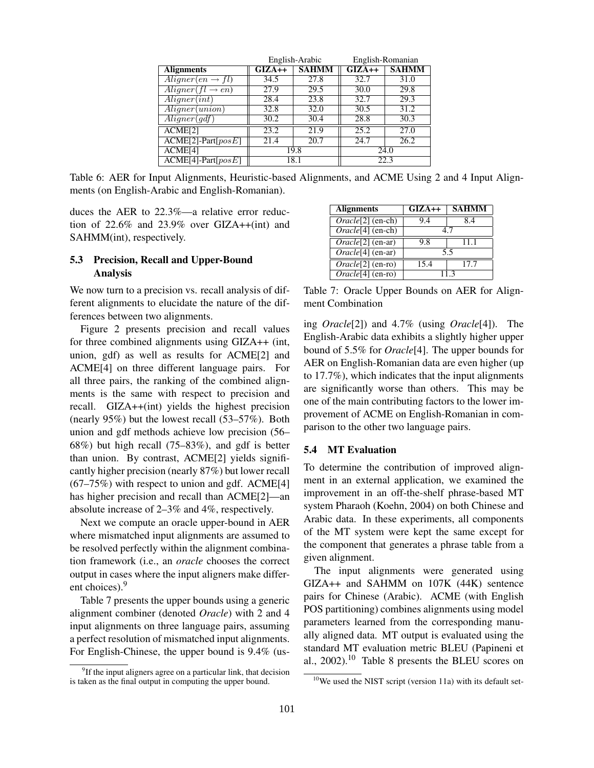| | English-Arabic | | English-Romanian | |
|---|---|---|---|---|
| **Alignments** | **GIZA++** | **SAHMM** | **GIZA++** | **SAHMM** |
| $Aligner(en \rightarrow fl)$ | 34.5 | 27.8 | 32.7 | 31.0 |
| $Aligner(fl \rightarrow en)$ | 27.9 | 29.5 | 30.0 | 29.8 |
| $Aligner(int)$ | 28.4 | 23.8 | 32.7 | 29.3 |
| $Aligner(union)$ | 32.8 | 32.0 | 30.5 | 31.2 |
| $Aligner(gdf)$ | 30.2 | 30.4 | 28.8 | 30.3 |
| ACME[2] | 23.2 | 21.9 | 25.2 | 27.0 |
| ACME[2]-Part[$posE$] | 21.4 | 20.7 | 24.7 | 26.2 |
| ACME[4] | 19.8 | | 24.0 | |
| ACME[4]-Part[$posE$] | 18.1 | | 22.3 | |

Table 6: AER for Input Alignments, Heuristic-based Alignments, and ACME Using 2 and 4 Input Alignments (on English-Arabic and English-Romanian).

duces the AER to 22.3%—a relative error reduction of 22.6% and 23.9% over GIZA++(int) and SAHMM(int), respectively.

### 5.3 Precision, Recall and Upper-Bound Analysis

We now turn to a precision vs. recall analysis of different alignments to elucidate the nature of the differences between two alignments.

Figure 2 presents precision and recall values for three combined alignments using GIZA++ (int, union, gdf) as well as results for ACME[2] and ACME[4] on three different language pairs. For all three pairs, the ranking of the combined alignments is the same with respect to precision and recall. GIZA++(int) yields the highest precision (nearly 95%) but the lowest recall (53–57%). Both union and gdf methods achieve low precision (56–68%) but high recall (75–83%), and gdf is better than union. By contrast, ACME[2] yields significantly higher precision (nearly 87%) but lower recall (67–75%) with respect to union and gdf. ACME[4] has higher precision and recall than ACME[2]—an absolute increase of 2–3% and 4%, respectively.

Next we compute an oracle upper-bound in AER where mismatched input alignments are assumed to be resolved perfectly within the alignment combination framework (i.e., an *oracle* chooses the correct output in cases where the input aligners make different choices).[9]

Table 7 presents the upper bounds using a generic alignment combiner (denoted *Oracle*) with 2 and 4 input alignments on three language pairs, assuming a perfect resolution of mismatched input alignments. For English-Chinese, the upper bound is 9.4% (using *Oracle*[2]) and 4.7% (using *Oracle*[4]). The English-Arabic data exhibits a slightly higher upper bound of 5.5% for *Oracle*[4]. The upper bounds for AER on English-Romanian data are even higher (up to 17.7%), which indicates that the input alignments are significantly worse than others. This may be one of the main contributing factors to the lower improvement of ACME on English-Romanian in comparison to the other two language pairs.

| **Alignments** | **GIZA++** | **SAHMM** |
|---|---|---|
| *Oracle*[2] (en-ch) | 9.4 | 8.4 |
| *Oracle*[4] (en-ch) | 4.7 | |
| *Oracle*[2] (en-ar) | 9.8 | 11.1 |
| *Oracle*[4] (en-ar) | 5.5 | |
| *Oracle*[2] (en-ro) | 15.4 | 17.7 |
| *Oracle*[4] (en-ro) | 11.3 | |

Table 7: Oracle Upper Bounds on AER for Alignment Combination

### 5.4 MT Evaluation

To determine the contribution of improved alignment in an external application, we examined the improvement in an off-the-shelf phrase-based MT system Pharaoh (Koehn, 2004) on both Chinese and Arabic data. In these experiments, all components of the MT system were kept the same except for the component that generates a phrase table from a given alignment.

The input alignments were generated using GIZA++ and SAHMM on 107K (44K) sentence pairs for Chinese (Arabic). ACME (with English POS partitioning) combines alignments using model parameters learned from the corresponding manually aligned data. MT output is evaluated using the standard MT evaluation metric BLEU (Papineni et al., 2002).[10] Table 8 presents the BLEU scores on

[9] If the input aligners agree on a particular link, that decision is taken as the final output in computing the upper bound.

[10] We used the NIST script (version 11a) with its default set-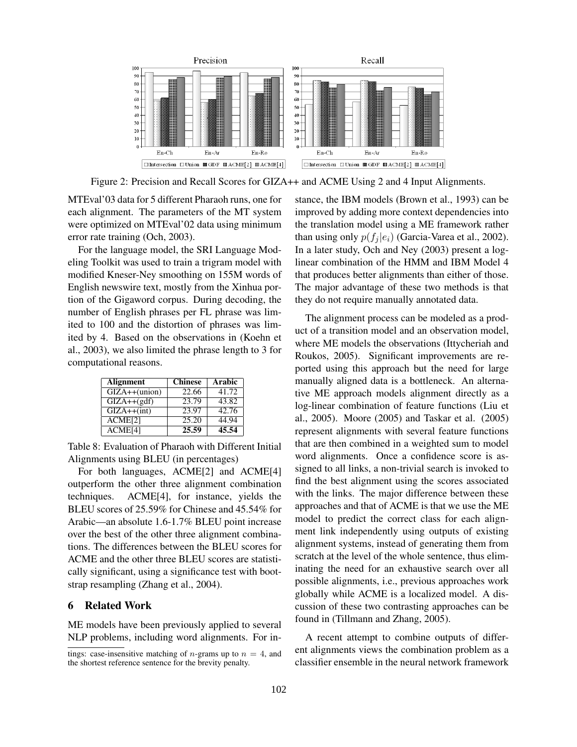Figure 2: Precision and Recall Scores for GIZA++ and ACME Using 2 and 4 Input Alignments.

MTEval'03 data for 5 different Pharaoh runs, one for each alignment. The parameters of the MT system were optimized on MTEval'02 data using minimum error rate training (Och, 2003).

For the language model, the SRI Language Modeling Toolkit was used to train a trigram model with modified Kneser-Ney smoothing on 155M words of English newswire text, mostly from the Xinhua portion of the Gigaword corpus. During decoding, the number of English phrases per FL phrase was limited to 100 and the distortion of phrases was limited by 4. Based on the observations in (Koehn et al., 2003), we also limited the phrase length to 3 for computational reasons.

| Alignment | Chinese | Arabic |
|---|---|---|
| GIZA++(union) | 22.66 | 41.72 |
| GIZA++(gdf) | 23.79 | 43.82 |
| GIZA++(int) | 23.97 | 42.76 |
| ACME[2] | 25.20 | 44.94 |
| ACME[4] | **25.59** | **45.54** |

Table 8: Evaluation of Pharaoh with Different Initial Alignments using BLEU (in percentages)

For both languages, ACME[2] and ACME[4] outperform the other three alignment combination techniques. ACME[4], for instance, yields the BLEU scores of 25.59% for Chinese and 45.54% for Arabic—an absolute 1.6-1.7% BLEU point increase over the best of the other three alignment combinations. The differences between the BLEU scores for ACME and the other three BLEU scores are statistically significant, using a significance test with bootstrap resampling (Zhang et al., 2004).

## 6 Related Work

ME models have been previously applied to several NLP problems, including word alignments. For instance, the IBM models (Brown et al., 1993) can be improved by adding more context dependencies into the translation model using a ME framework rather than using only $p(f_j|e_i)$ (Garcia-Varea et al., 2002). In a later study, Och and Ney (2003) present a log-linear combination of the HMM and IBM Model 4 that produces better alignments than either of those. The major advantage of these two methods is that they do not require manually annotated data.

The alignment process can be modeled as a product of a transition model and an observation model, where ME models the observations (Ittycheriah and Roukos, 2005). Significant improvements are reported using this approach but the need for large manually aligned data is a bottleneck. An alternative ME approach models alignment directly as a log-linear combination of feature functions (Liu et al., 2005). Moore (2005) and Taskar et al. (2005) represent alignments with several feature functions that are then combined in a weighted sum to model word alignments. Once a confidence score is assigned to all links, a non-trivial search is invoked to find the best alignment using the scores associated with the links. The major difference between these approaches and that of ACME is that we use the ME model to predict the correct class for each alignment link independently using outputs of existing alignment systems, instead of generating them from scratch at the level of the whole sentence, thus eliminating the need for an exhaustive search over all possible alignments, i.e., previous approaches work globally while ACME is a localized model. A discussion of these two contrasting approaches can be found in (Tillmann and Zhang, 2005).

A recent attempt to combine outputs of different alignments views the combination problem as a classifier ensemble in the neural network framework

tings: case-insensitive matching of $n$-grams up to $n = 4$, and the shortest reference sentence for the brevity penalty.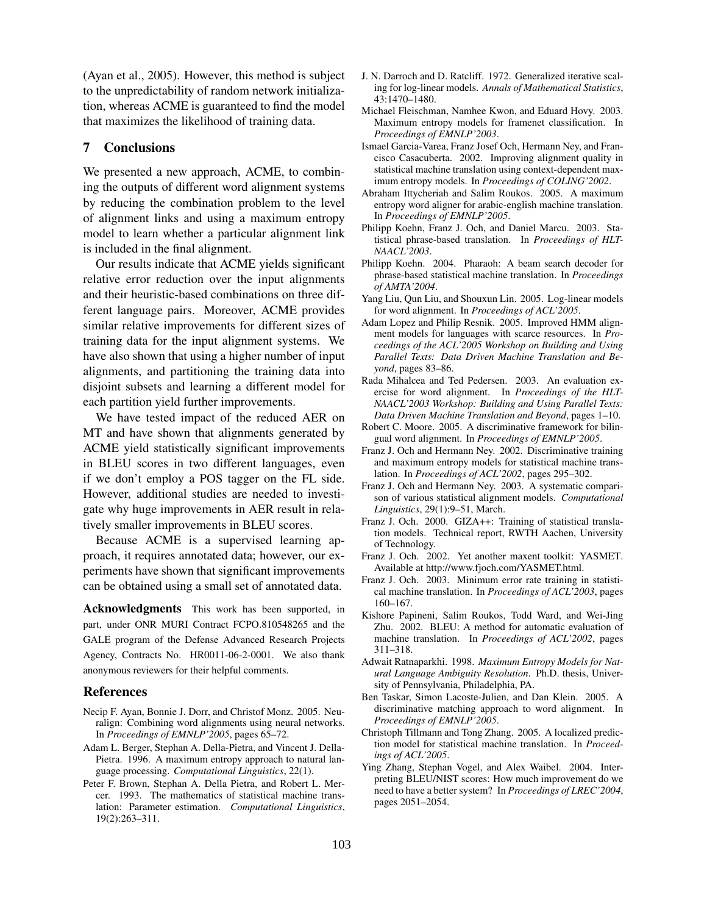(Ayan et al., 2005). However, this method is subject to the unpredictability of random network initialization, whereas ACME is guaranteed to find the model that maximizes the likelihood of training data.

## 7 Conclusions

We presented a new approach, ACME, to combining the outputs of different word alignment systems by reducing the combination problem to the level of alignment links and using a maximum entropy model to learn whether a particular alignment link is included in the final alignment.

Our results indicate that ACME yields significant relative error reduction over the input alignments and their heuristic-based combinations on three different language pairs. Moreover, ACME provides similar relative improvements for different sizes of training data for the input alignment systems. We have also shown that using a higher number of input alignments, and partitioning the training data into disjoint subsets and learning a different model for each partition yield further improvements.

We have tested impact of the reduced AER on MT and have shown that alignments generated by ACME yield statistically significant improvements in BLEU scores in two different languages, even if we don't employ a POS tagger on the FL side. However, additional studies are needed to investigate why huge improvements in AER result in relatively smaller improvements in BLEU scores.

Because ACME is a supervised learning approach, it requires annotated data; however, our experiments have shown that significant improvements can be obtained using a small set of annotated data.

**Acknowledgments** This work has been supported, in part, under ONR MURI Contract FCPO.810548265 and the GALE program of the Defense Advanced Research Projects Agency, Contracts No. HR0011-06-2-0001. We also thank anonymous reviewers for their helpful comments.

## References

Necip F. Ayan, Bonnie J. Dorr, and Christof Monz. 2005. Neuralign: Combining word alignments using neural networks. In *Proceedings of EMNLP'2005*, pages 65–72.

Adam L. Berger, Stephan A. Della-Pietra, and Vincent J. Della-Pietra. 1996. A maximum entropy approach to natural language processing. *Computational Linguistics*, 22(1).

Peter F. Brown, Stephan A. Della Pietra, and Robert L. Mercer. 1993. The mathematics of statistical machine translation: Parameter estimation. *Computational Linguistics*, 19(2):263–311.

J. N. Darroch and D. Ratcliff. 1972. Generalized iterative scaling for log-linear models. *Annals of Mathematical Statistics*, 43:1470–1480.

Michael Fleischman, Namhee Kwon, and Eduard Hovy. 2003. Maximum entropy models for framenet classification. In *Proceedings of EMNLP'2003*.

Ismael Garcia-Varea, Franz Josef Och, Hermann Ney, and Francisco Casacuberta. 2002. Improving alignment quality in statistical machine translation using context-dependent maximum entropy models. In *Proceedings of COLING'2002*.

Abraham Ittycheriah and Salim Roukos. 2005. A maximum entropy word aligner for arabic-english machine translation. In *Proceedings of EMNLP'2005*.

Philipp Koehn, Franz J. Och, and Daniel Marcu. 2003. Statistical phrase-based translation. In *Proceedings of HLT-NAACL'2003*.

Philipp Koehn. 2004. Pharaoh: A beam search decoder for phrase-based statistical machine translation. In *Proceedings of AMTA'2004*.

Yang Liu, Qun Liu, and Shouxun Lin. 2005. Log-linear models for word alignment. In *Proceedings of ACL'2005*.

Adam Lopez and Philip Resnik. 2005. Improved HMM alignment models for languages with scarce resources. In *Proceedings of the ACL'2005 Workshop on Building and Using Parallel Texts: Data Driven Machine Translation and Beyond*, pages 83–86.

Rada Mihalcea and Ted Pedersen. 2003. An evaluation exercise for word alignment. In *Proceedings of the HLT-NAACL'2003 Workshop: Building and Using Parallel Texts: Data Driven Machine Translation and Beyond*, pages 1–10.

Robert C. Moore. 2005. A discriminative framework for bilingual word alignment. In *Proceedings of EMNLP'2005*.

Franz J. Och and Hermann Ney. 2002. Discriminative training and maximum entropy models for statistical machine translation. In *Proceedings of ACL'2002*, pages 295–302.

Franz J. Och and Hermann Ney. 2003. A systematic comparison of various statistical alignment models. *Computational Linguistics*, 29(1):9–51, March.

Franz J. Och. 2000. GIZA++: Training of statistical translation models. Technical report, RWTH Aachen, University of Technology.

Franz J. Och. 2002. Yet another maxent toolkit: YASMET. Available at http://www.fjoch.com/YASMET.html.

Franz J. Och. 2003. Minimum error rate training in statistical machine translation. In *Proceedings of ACL'2003*, pages 160–167.

Kishore Papineni, Salim Roukos, Todd Ward, and Wei-Jing Zhu. 2002. BLEU: A method for automatic evaluation of machine translation. In *Proceedings of ACL'2002*, pages 311–318.

Adwait Ratnaparkhi. 1998. *Maximum Entropy Models for Natural Language Ambiguity Resolution*. Ph.D. thesis, University of Pennsylvania, Philadelphia, PA.

Ben Taskar, Simon Lacoste-Julien, and Dan Klein. 2005. A discriminative matching approach to word alignment. In *Proceedings of EMNLP'2005*.

Christoph Tillmann and Tong Zhang. 2005. A localized prediction model for statistical machine translation. In *Proceedings of ACL'2005*.

Ying Zhang, Stephan Vogel, and Alex Waibel. 2004. Interpreting BLEU/NIST scores: How much improvement do we need to have a better system? In *Proceedings of LREC'2004*, pages 2051–2054.